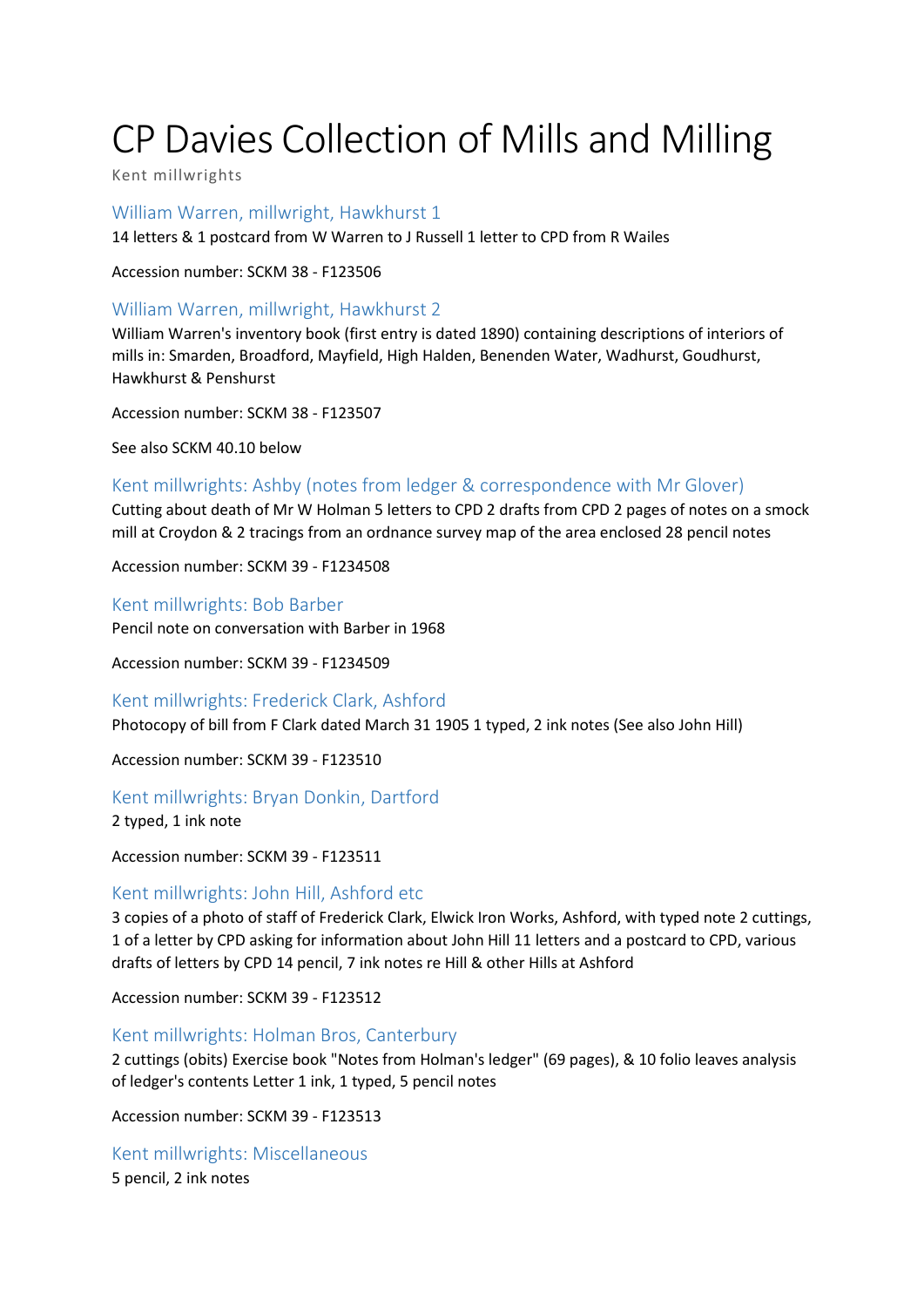# CP Davies Collection of Mills and Milling

Kent millwrights

## William Warren, millwright, Hawkhurst 1

14 letters & 1 postcard from W Warren to J Russell 1 letter to CPD from R Wailes

Accession number: SCKM 38 - F123506

## William Warren, millwright, Hawkhurst 2

William Warren's inventory book (first entry is dated 1890) containing descriptions of interiors of mills in: Smarden, Broadford, Mayfield, High Halden, Benenden Water, Wadhurst, Goudhurst, Hawkhurst & Penshurst

Accession number: SCKM 38 - F123507

See also SCKM 40.10 below

## Kent millwrights: Ashby (notes from ledger & correspondence with Mr Glover)

Cutting about death of Mr W Holman 5 letters to CPD 2 drafts from CPD 2 pages of notes on a smock mill at Croydon & 2 tracings from an ordnance survey map of the area enclosed 28 pencil notes

Accession number: SCKM 39 - F1234508

## Kent millwrights: Bob Barber

Pencil note on conversation with Barber in 1968

Accession number: SCKM 39 - F1234509

## Kent millwrights: Frederick Clark, Ashford

Photocopy of bill from F Clark dated March 31 1905 1 typed, 2 ink notes (See also John Hill)

Accession number: SCKM 39 - F123510

## Kent millwrights: Bryan Donkin, Dartford

2 typed, 1 ink note

Accession number: SCKM 39 - F123511

## Kent millwrights: John Hill, Ashford etc

3 copies of a photo of staff of Frederick Clark, Elwick Iron Works, Ashford, with typed note 2 cuttings, 1 of a letter by CPD asking for information about John Hill 11 letters and a postcard to CPD, various drafts of letters by CPD 14 pencil, 7 ink notes re Hill & other Hills at Ashford

Accession number: SCKM 39 - F123512

## Kent millwrights: Holman Bros, Canterbury

2 cuttings (obits) Exercise book "Notes from Holman's ledger" (69 pages), & 10 folio leaves analysis of ledger's contents Letter 1 ink, 1 typed, 5 pencil notes

Accession number: SCKM 39 - F123513

## Kent millwrights: Miscellaneous

5 pencil, 2 ink notes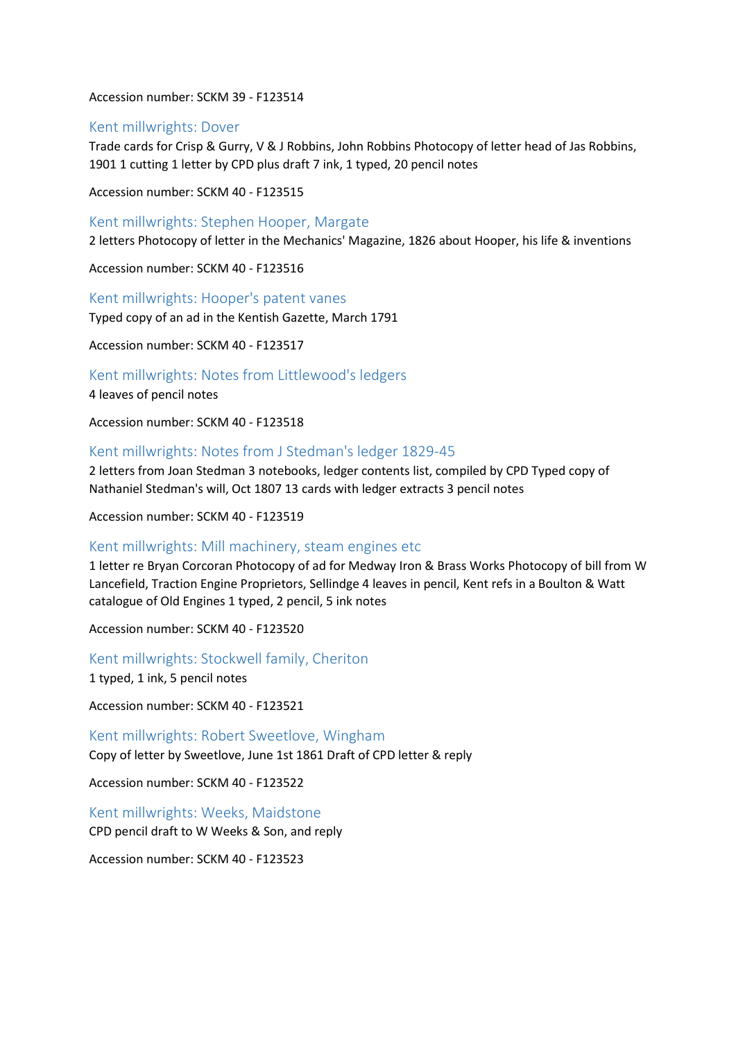Accession number: SCKM 39 - F123514

## Kent millwrights: Dover

Trade cards for Crisp & Gurry, V & J Robbins, John Robbins Photocopy of letter head of Jas Robbins, 1901 1 cutting 1 letter by CPD plus draft 7 ink, 1 typed, 20 pencil notes

Accession number: SCKM 40 - F123515

## Kent millwrights: Stephen Hooper, Margate

2 letters Photocopy of letter in the Mechanics' Magazine, 1826 about Hooper, his life & inventions

Accession number: SCKM 40 - F123516

## Kent millwrights: Hooper's patent vanes

Typed copy of an ad in the Kentish Gazette, March 1791

Accession number: SCKM 40 - F123517

## Kent millwrights: Notes from Littlewood's ledgers

4 leaves of pencil notes

Accession number: SCKM 40 - F123518

## Kent millwrights: Notes from J Stedman's ledger 1829-45

2 letters from Joan Stedman 3 notebooks, ledger contents list, compiled by CPD Typed copy of Nathaniel Stedman's will, Oct 1807 13 cards with ledger extracts 3 pencil notes

Accession number: SCKM 40 - F123519

## Kent millwrights: Mill machinery, steam engines etc

1 letter re Bryan Corcoran Photocopy of ad for Medway Iron & Brass Works Photocopy of bill from W Lancefield, Traction Engine Proprietors, Sellindge 4 leaves in pencil, Kent refs in a Boulton & Watt catalogue of Old Engines 1 typed, 2 pencil, 5 ink notes

Accession number: SCKM 40 - F123520

## Kent millwrights: Stockwell family, Cheriton

1 typed, 1 ink, 5 pencil notes

Accession number: SCKM 40 - F123521

## Kent millwrights: Robert Sweetlove, Wingham

Copy of letter by Sweetlove, June 1st 1861 Draft of CPD letter & reply

Accession number: SCKM 40 - F123522

## Kent millwrights: Weeks, Maidstone

CPD pencil draft to W Weeks & Son, and reply

Accession number: SCKM 40 - F123523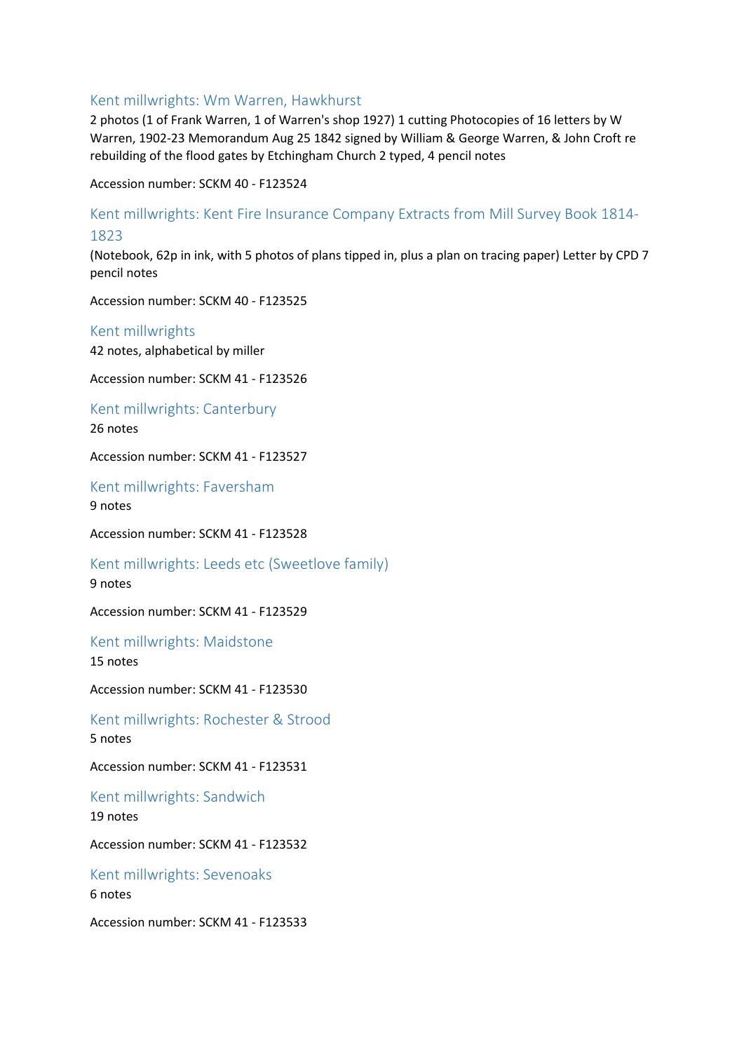## Kent millwrights: Wm Warren, Hawkhurst

2 photos (1 of Frank Warren, 1 of Warren's shop 1927) 1 cutting Photocopies of 16 letters by W Warren, 1902-23 Memorandum Aug 25 1842 signed by William & George Warren, & John Croft re rebuilding of the flood gates by Etchingham Church 2 typed, 4 pencil notes

Accession number: SCKM 40 - F123524

## Kent millwrights: Kent Fire Insurance Company Extracts from Mill Survey Book 1814-1823

(Notebook, 62p in ink, with 5 photos of plans tipped in, plus a plan on tracing paper) Letter by CPD 7 pencil notes

Accession number: SCKM 40 - F123525

## Kent millwrights

42 notes, alphabetical by miller

Accession number: SCKM 41 - F123526

## Kent millwrights: Canterbury

26 notes

Accession number: SCKM 41 - F123527

## Kent millwrights: Faversham

9 notes

Accession number: SCKM 41 - F123528

## Kent millwrights: Leeds etc (Sweetlove family)

9 notes

Accession number: SCKM 41 - F123529

## Kent millwrights: Maidstone

15 notes

Accession number: SCKM 41 - F123530

## Kent millwrights: Rochester & Strood

5 notes

Accession number: SCKM 41 - F123531

## Kent millwrights: Sandwich

19 notes

Accession number: SCKM 41 - F123532

## Kent millwrights: Sevenoaks

6 notes

Accession number: SCKM 41 - F123533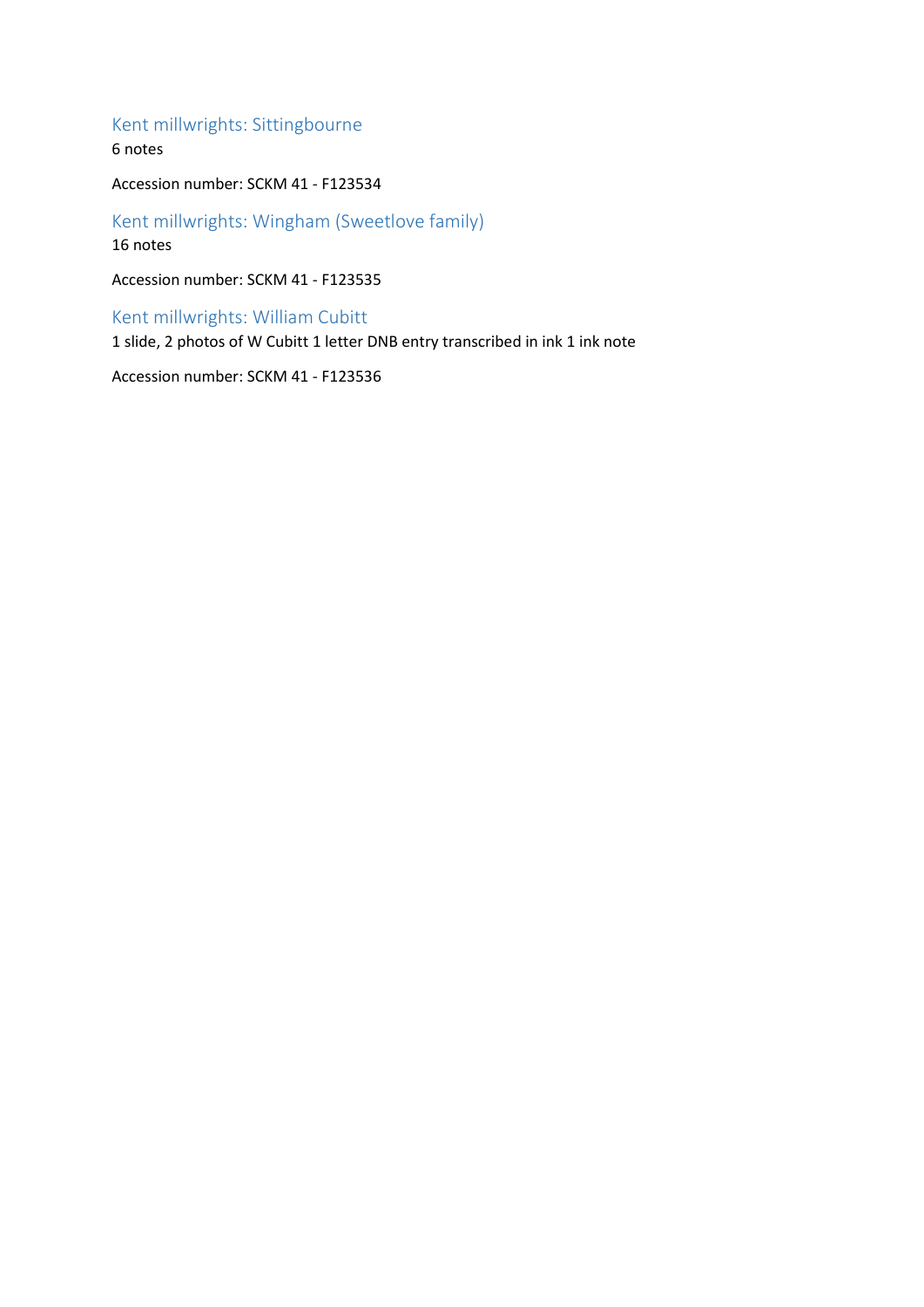## Kent millwrights: Sittingbourne

6 notes

Accession number: SCKM 41 - F123534

## Kent millwrights: Wingham (Sweetlove family)

16 notes

Accession number: SCKM 41 - F123535

## Kent millwrights: William Cubitt

1 slide, 2 photos of W Cubitt 1 letter DNB entry transcribed in ink 1 ink note

Accession number: SCKM 41 - F123536